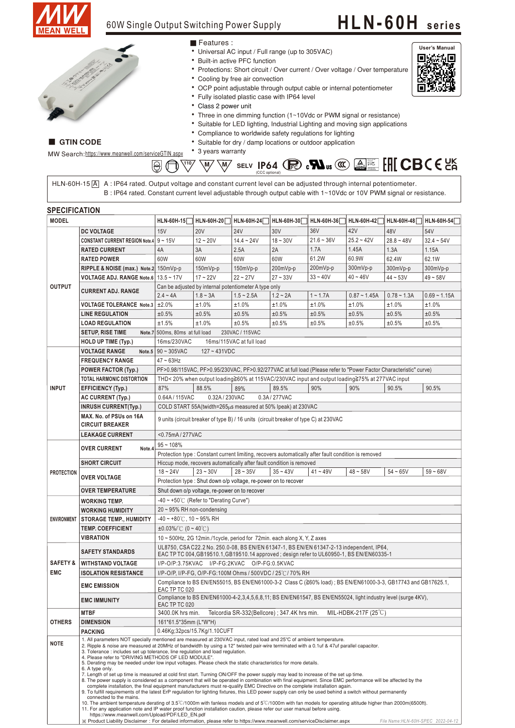# HLN-60H series

## 60W Single Output Switching Power Supply

■ Features :

- Universal AC input / Full range (up to 305VAC)
- Built-in active PFC function
- Protections: Short circuit / Over current / Over voltage / Over temperature
- Cooling by free air convection
- OCP point adjustable through output cable or internal potentiometer
- Fully isolated plastic case with IP64 level
- Class 2 power unit
- Three in one dimming function (1~10Vdc or PWM signal or resistance)
- Suitable for LED lighting, Industrial Lighting and moving sign applications
- Compliance to worldwide safety regulations for lighting
- Suitable for dry / damp locations or outdoor application
- 3 years warranty

User's Manual

■ GTIN CODE

MW Search: https://www.meanwell.com/serviceGTIN.aspx

SELV IP64 (CCC optional)

HLN-60H-15 [A] A : IP64 rated. Output voltage and constant current level can be adjusted through internal potentiometer.
B : IP64 rated. Constant current level adjustable through output cable with 1~10Vdc or 10V PWM signal or resistance.

## SPECIFICATION

| MODEL | | HLN-60H-15☐ | HLN-60H-20☐ | HLN-60H-24☐ | HLN-60H-30☐ | HLN-60H-36☐ | HLN-60H-42☐ | HLN-60H-48☐ | HLN-60H-54☐ |
|---|---|---|---|---|---|---|---|---|---|
| OUTPUT | DC VOLTAGE | 15V | 20V | 24V | 30V | 36V | 42V | 48V | 54V |
| | CONSTANT CURRENT REGION Note.4 | 9 ~ 15V | 12 ~ 20V | 14.4 ~ 24V | 18 ~ 30V | 21.6 ~ 36V | 25.2 ~ 42V | 28.8 ~ 48V | 32.4 ~ 54V |
| | RATED CURRENT | 4A | 3A | 2.5A | 2A | 1.7A | 1.45A | 1.3A | 1.15A |
| | RATED POWER | 60W | 60W | 60W | 60W | 61.2W | 60.9W | 62.4W | 62.1W |
| | RIPPLE & NOISE (max.) Note.2 | 150mVp-p | 150mVp-p | 150mVp-p | 200mVp-p | 200mVp-p | 300mVp-p | 300mVp-p | 300mVp-p |
| | VOLTAGE ADJ. RANGE Note.6 | 13.5 ~ 17V | 17 ~ 22V | 22 ~ 27V | 27 ~ 33V | 33 ~ 40V | 40 ~ 46V | 44 ~ 53V | 49 ~ 58V |
| | CURRENT ADJ. RANGE | Can be adjusted by internal potentiometer A type only | | | | | | | |
| | | 2.4 ~ 4A | 1.8 ~ 3A | 1.5 ~ 2.5A | 1.2 ~ 2A | 1 ~ 1.7A | 0.87 ~ 1.45A | 0.78 ~ 1.3A | 0.69 ~ 1.15A |
| | VOLTAGE TOLERANCE Note.3 | ±2.0% | ±1.0% | ±1.0% | ±1.0% | ±1.0% | ±1.0% | ±1.0% | ±1.0% |
| | LINE REGULATION | ±0.5% | ±0.5% | ±0.5% | ±0.5% | ±0.5% | ±0.5% | ±0.5% | ±0.5% |
| | LOAD REGULATION | ±1.5% | ±1.0% | ±0.5% | ±0.5% | ±0.5% | ±0.5% | ±0.5% | ±0.5% |
| | SETUP, RISE TIME Note.7 | 500ms, 80ms at full load 230VAC / 115VAC | | | | | | | |
| | HOLD UP TIME (Typ.) | 16ms/230VAC 16ms/115VAC at full load | | | | | | | |
| INPUT | VOLTAGE RANGE Note.5 | 90 ~ 305VAC 127 ~ 431VDC | | | | | | | |
| | FREQUENCY RANGE | 47 ~ 63Hz | | | | | | | |
| | POWER FACTOR (Typ.) | PF>0.98/115VAC, PF>0.95/230VAC, PF>0.92/277VAC at full load (Please refer to "Power Factor Characteristic" curve) | | | | | | | |
| | TOTAL HARMONIC DISTORTION | THD< 20% when output loading≧60% at 115VAC/230VAC input and output loading≧75% at 277VAC input | | | | | | | |
| | EFFICIENCY (Typ.) | 87% | 88.5% | 89% | 89.5% | 90% | 90% | 90.5% | 90.5% |
| | AC CURRENT (Typ.) | 0.64A / 115VAC 0.32A / 230VAC 0.3A / 277VAC | | | | | | | |
| | INRUSH CURRENT(Typ.) | COLD START 55A(twidth=265μs measured at 50% Ipeak) at 230VAC | | | | | | | |
| | MAX. No. of PSUs on 16A CIRCUIT BREAKER | 9 units (circuit breaker of type B) / 16 units (circuit breaker of type C) at 230VAC | | | | | | | |
| | LEAKAGE CURRENT | <0.75mA / 277VAC | | | | | | | |
| PROTECTION | OVER CURRENT Note.4 | 95 ~ 108% | | | | | | | |
| | | Protection type : Constant current limiting, recovers automatically after fault condition is removed | | | | | | | |
| | SHORT CIRCUIT | Hiccup mode, recovers automatically after fault condition is removed | | | | | | | |
| | OVER VOLTAGE | 18 ~ 24V | 23 ~ 30V | 28 ~ 35V | 35 ~ 43V | 41 ~ 49V | 48 ~ 58V | 54 ~ 65V | 59 ~ 68V |
| | | Protection type : Shut down o/p voltage, re-power on to recover | | | | | | | |
| | OVER TEMPERATURE | Shut down o/p voltage, re-power on to recover | | | | | | | |
| ENVIRONMENT | WORKING TEMP. | -40 ~ +50℃ (Refer to "Derating Curve") | | | | | | | |
| | WORKING HUMIDITY | 20 ~ 95% RH non-condensing | | | | | | | |
| | STORAGE TEMP., HUMIDITY | -40 ~ +80℃, 10 ~ 95% RH | | | | | | | |
| | TEMP. COEFFICIENT | ±0.03%/℃ (0 ~ 40℃) | | | | | | | |
| | VIBRATION | 10 ~ 500Hz, 2G 12min./1cycle, period for 72min. each along X, Y, Z axes | | | | | | | |
| SAFETY & EMC | SAFETY STANDARDS | UL8750, CSA C22.2 No. 250.0-08, BS EN/EN 61347-1, BS EN/EN 61347-2-13 independent, IP64, EAC TP TC 004,GB19510.1,GB19510.14 approved ; design refer to UL60950-1, BS EN/EN60335-1 | | | | | | | |
| | WITHSTAND VOLTAGE | I/P-O/P:3.75KVAC I/P-FG:2KVAC O/P-FG:0.5KVAC | | | | | | | |
| | ISOLATION RESISTANCE | I/P-O/P, I/P-FG, O/P-FG:100M Ohms / 500VDC / 25℃/ 70% RH | | | | | | | |
| | EMC EMISSION | Compliance to BS EN/EN55015, BS EN/EN61000-3-2 Class C (≧60% load) ; BS EN/EN61000-3-3, GB17743 and GB17625.1, EAC TP TC 020 | | | | | | | |
| | EMC IMMUNITY | Compliance to BS EN/EN61000-4-2,3,4,5,6,8,11; BS EN/EN61547, BS EN/EN55024, light industry level (surge 4KV), EAC TP TC 020 | | | | | | | |
| OTHERS | MTBF | 3400.0K hrs min. Telcordia SR-332(Bellcore) ; 347.4K hrs min. MIL-HDBK-217F (25℃) | | | | | | | |
| | DIMENSION | 161*61.5*35mm (L*W*H) | | | | | | | |
| | PACKING | 0.46Kg;32pcs/15.7Kg/1.10CUFT | | | | | | | |

**NOTE**

1. All parameters NOT specially mentioned are measured at 230VAC input, rated load and 25℃ of ambient temperature.
2. Ripple & noise are measured at 20MHz of bandwidth by using a 12" twisted pair-wire terminated with a 0.1uf & 47uf parallel capacitor.
3. Tolerance : includes set up tolerance, line regulation and load regulation.
4. Please refer to "DRIVING METHODS OF LED MODULE".
5. Derating may be needed under low input voltages. Please check the static characteristics for more details.
6. A type only.
7. Length of set up time is measured at cold first start. Turning ON/OFF the power supply may lead to increase of the set up time.
8. The power supply is considered as a component that will be operated in combination with final equipment. Since EMC performance will be affected by the complete installation, the final equipment manufacturers must re-qualify EMC Directive on the complete installation again.
9. To fulfill requirements of the latest ErP regulation for lighting fixtures, this LED power supply can only be used behind a switch without permanently connected to the mains.
10. The ambient temperature derating of 3.5℃/1000m with fanless models and of 5℃/1000m with fan models for operating altitude higher than 2000m(6500ft).
11. For any application note and IP water proof function installation caution, please refer our user manual before using. https://www.meanwell.com/Upload/PDF/LED_EN.pdf

※ Product Liability Disclaimer : For detailed information, please refer to https://www.meanwell.com/serviceDisclaimer.aspx

File Name:HLN-60H-SPEC 2022-04-12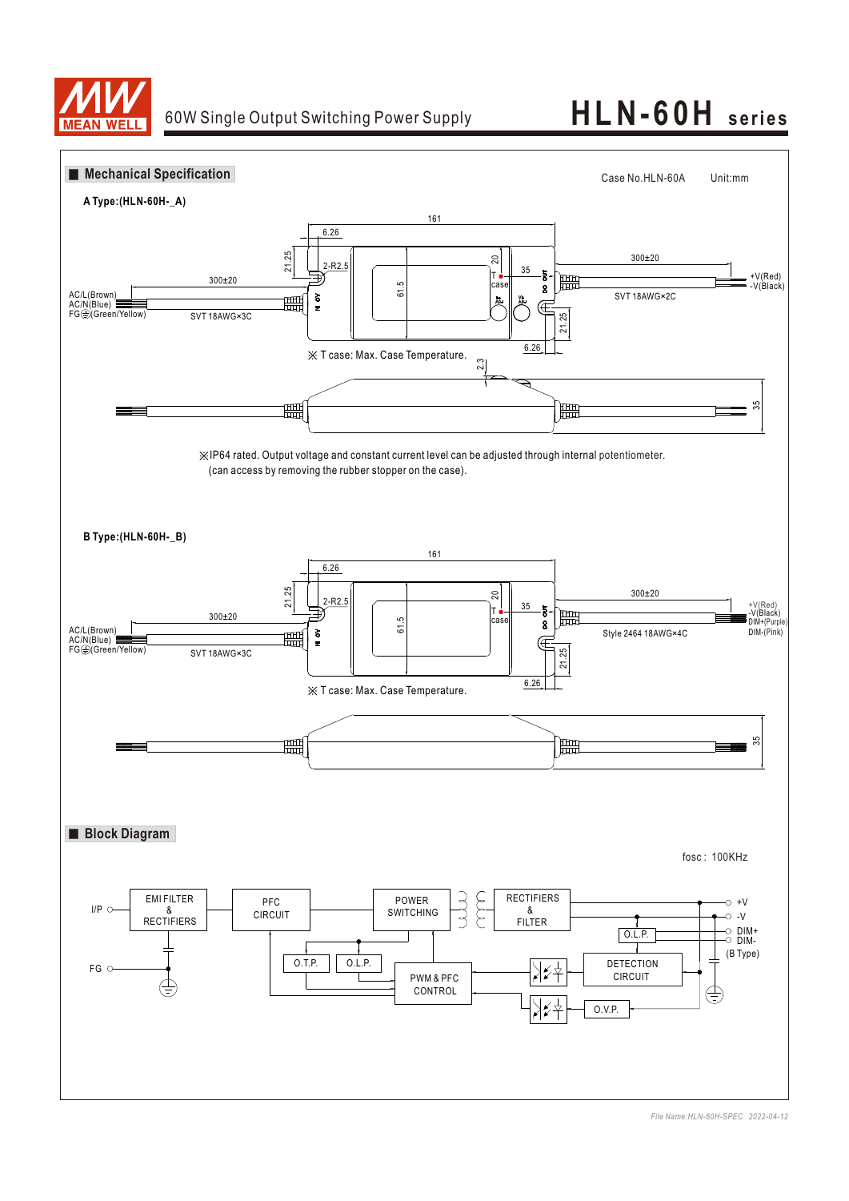# 60W Single Output Switching Power Supply — HLN-60H series

## ■ Mechanical Specification

Case No.HLN-60A    Unit:mm

**A Type:(HLN-60H-_A)**

161

6.26

21.25

2-R2.5

20

35

61.5

T case

300±20

AC/L(Brown)
AC/N(Blue)
FG⏚(Green/Yellow)

SVT 18AWG×3C

300±20

+V(Red)
-V(Black)

SVT 18AWG×2C

21.25

6.26

※ T case: Max. Case Temperature.

2.3

35

※IP64 rated. Output voltage and constant current level can be adjusted through internal potentiometer.
(can access by removing the rubber stopper on the case).

**B Type:(HLN-60H-_B)**

161

6.26

21.25

2-R2.5

20

35

61.5

T case

300±20

AC/L(Brown)
AC/N(Blue)
FG⏚(Green/Yellow)

SVT 18AWG×3C

300±20

+V(Red)
-V(Black)
DIM+(Purple)
DIM-(Pink)

Style 2464 18AWG×4C

21.25

6.26

※ T case: Max. Case Temperature.

35

## ■ Block Diagram

fosc : 100KHz

I/P, FG, EMI FILTER & RECTIFIERS, PFC CIRCUIT, POWER SWITCHING, RECTIFIERS & FILTER, +V, -V, O.L.P., DIM+, DIM-, (B Type), O.T.P., O.L.P., PWM & PFC CONTROL, DETECTION CIRCUIT, O.V.P.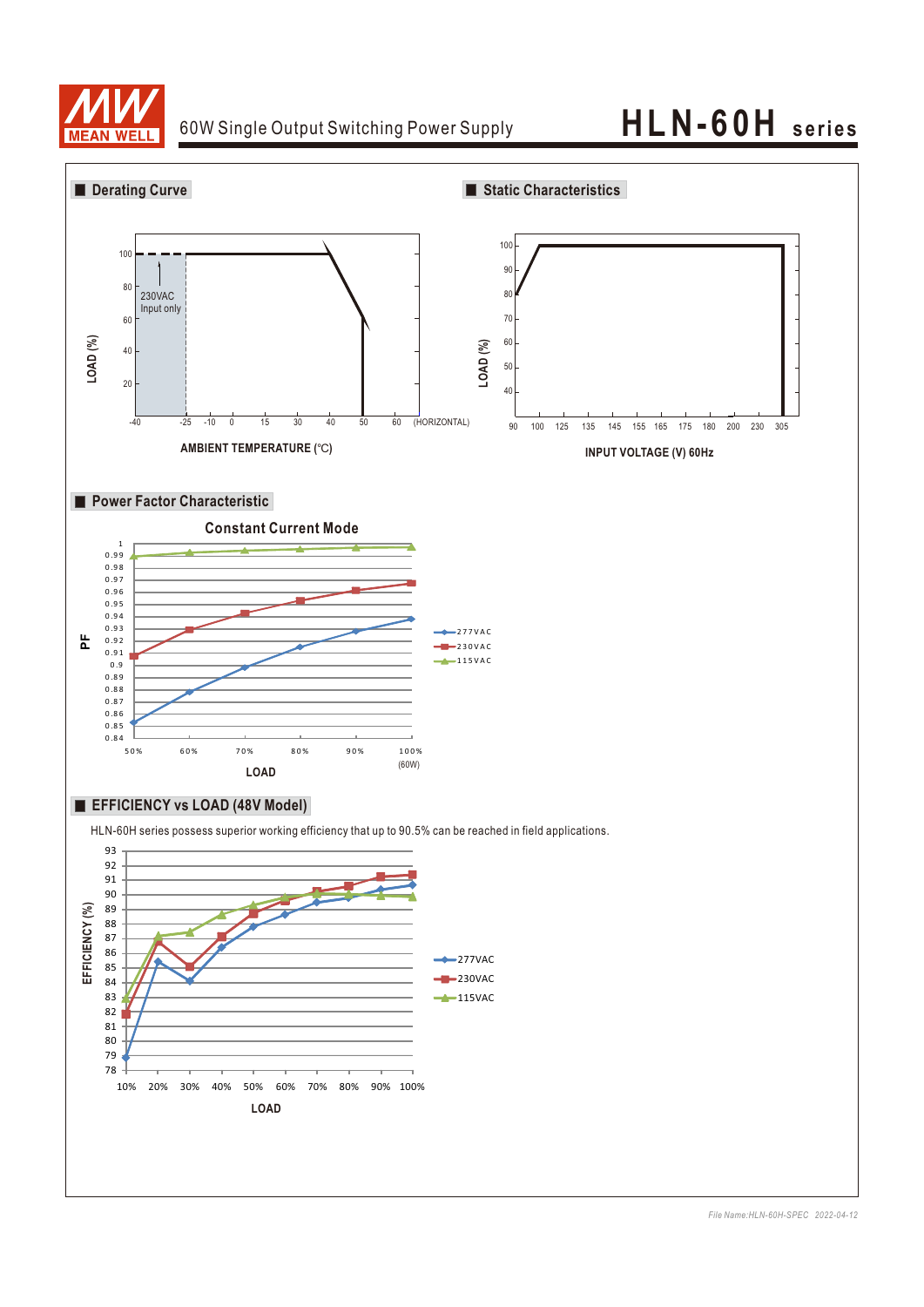## Derating Curve

LOAD (%)

100, 80, 60, 40, 20

230VAC Input only

-40, -25, -10, 0, 15, 30, 40, 50, 60 (HORIZONTAL)

AMBIENT TEMPERATURE (℃)

## Static Characteristics

LOAD (%)

100, 90, 80, 70, 60, 50, 40

90, 100, 125, 135, 145, 155, 165, 175, 180, 200, 230, 305

INPUT VOLTAGE (V) 60Hz

## Power Factor Characteristic

### Constant Current Mode

PF

LOAD: 50%, 60%, 70%, 80%, 90%, 100% (60W)

277VAC, 230VAC, 115VAC

## EFFICIENCY vs LOAD (48V Model)

HLN-60H series possess superior working efficiency that up to 90.5% can be reached in field applications.

EFFICIENCY (%)

LOAD: 10%, 20%, 30%, 40%, 50%, 60%, 70%, 80%, 90%, 100%

277VAC, 230VAC, 115VAC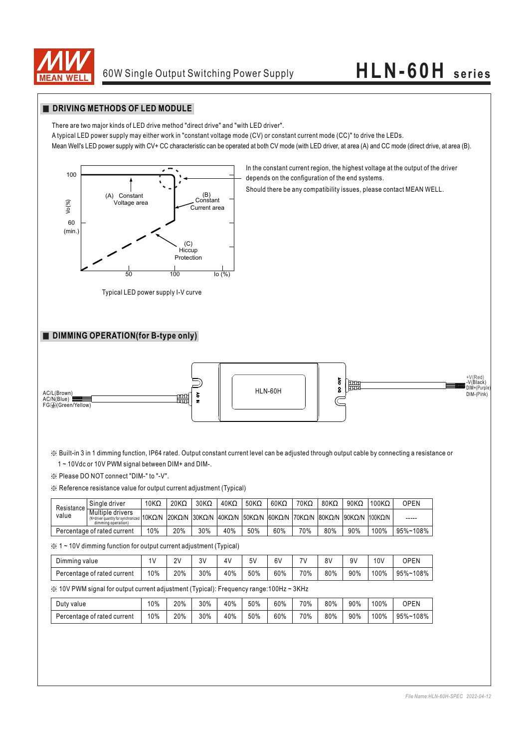## DRIVING METHODS OF LED MODULE

There are two major kinds of LED drive method "direct drive" and "with LED driver".

A typical LED power supply may either work in "constant voltage mode (CV) or constant current mode (CC)" to drive the LEDs.

Mean Well's LED power supply with CV+ CC characteristic can be operated at both CV mode (with LED driver, at area (A) and CC mode (direct drive, at area (B).

In the constant current region, the highest voltage at the output of the driver depends on the configuration of the end systems.

Should there be any compatibility issues, please contact MEAN WELL.

Typical LED power supply I-V curve

## DIMMING OPERATION(for B-type only)

※ Built-in 3 in 1 dimming function, IP64 rated. Output constant current level can be adjusted through output cable by connecting a resistance or 1 ~ 10Vdc or 10V PWM signal between DIM+ and DIM-.

※ Please DO NOT connect "DIM-" to "-V".

※ Reference resistance value for output current adjustment (Typical)

| Resistance value | | | | | | | | | | | | |
|---|---|---|---|---|---|---|---|---|---|---|---|---|
| | Single driver | 10KΩ | 20KΩ | 30KΩ | 40KΩ | 50KΩ | 60KΩ | 70KΩ | 80KΩ | 90KΩ | 100KΩ | OPEN |
| | Multiple drivers (N=driver quantity for synchronized dimming operation) | 10KΩ/N | 20KΩ/N | 30KΩ/N | 40KΩ/N | 50KΩ/N | 60KΩ/N | 70KΩ/N | 80KΩ/N | 90KΩ/N | 100KΩ/N | ----- |
| Percentage of rated current | | 10% | 20% | 30% | 40% | 50% | 60% | 70% | 80% | 90% | 100% | 95%~108% |

※ 1 ~ 10V dimming function for output current adjustment (Typical)

| Dimming value | 1V | 2V | 3V | 4V | 5V | 6V | 7V | 8V | 9V | 10V | OPEN |
|---|---|---|---|---|---|---|---|---|---|---|---|
| Percentage of rated current | 10% | 20% | 30% | 40% | 50% | 60% | 70% | 80% | 90% | 100% | 95%~108% |

※ 10V PWM signal for output current adjustment (Typical): Frequency range:100Hz ~ 3KHz

| Duty value | 10% | 20% | 30% | 40% | 50% | 60% | 70% | 80% | 90% | 100% | OPEN |
|---|---|---|---|---|---|---|---|---|---|---|---|
| Percentage of rated current | 10% | 20% | 30% | 40% | 50% | 60% | 70% | 80% | 90% | 100% | 95%~108% |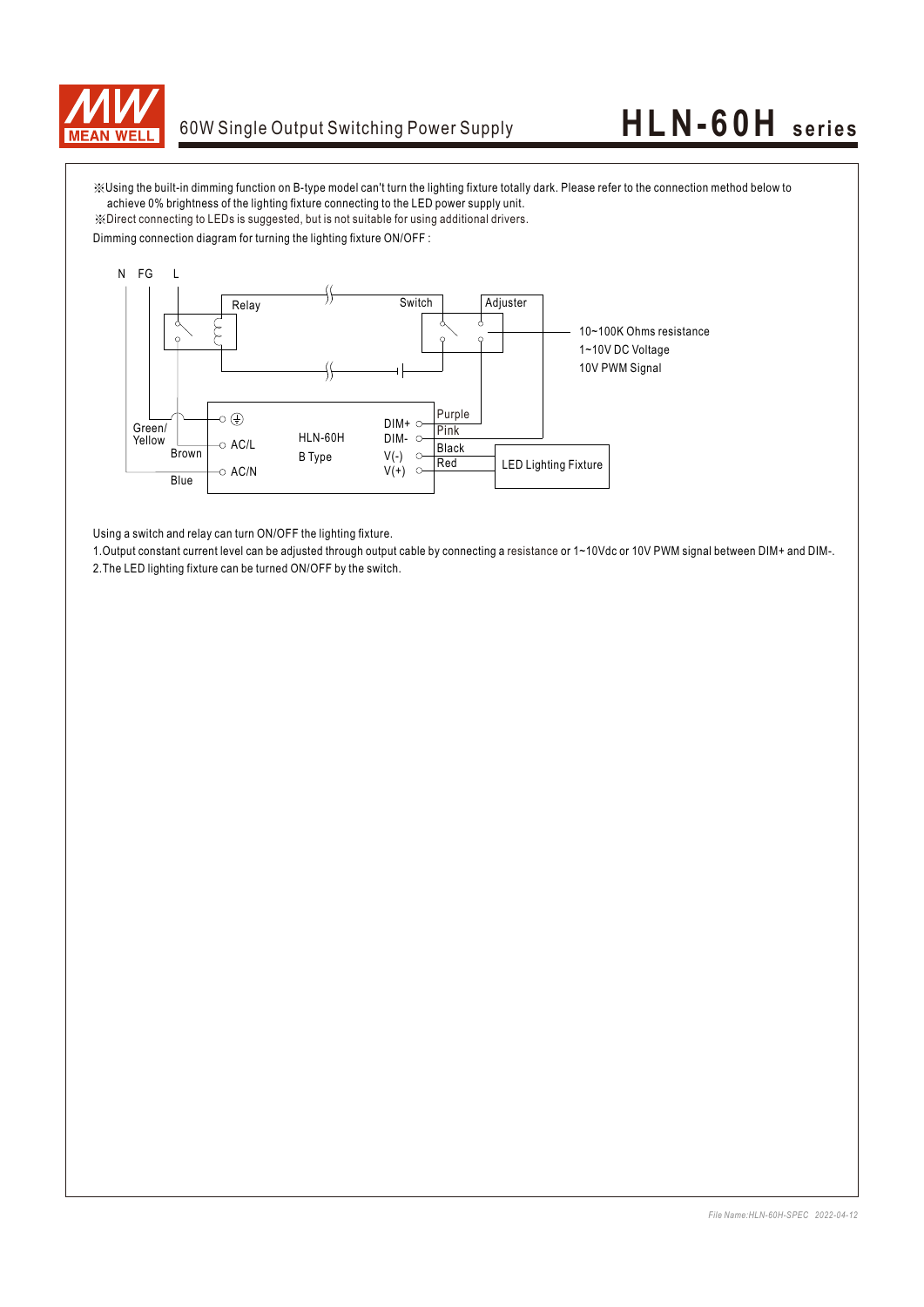※Using the built-in dimming function on B-type model can't turn the lighting fixture totally dark. Please refer to the connection method below to achieve 0% brightness of the lighting fixture connecting to the LED power supply unit.

※Direct connecting to LEDs is suggested, but is not suitable for using additional drivers.

Dimming connection diagram for turning the lighting fixture ON/OFF :

N FG L

Relay

Switch

Adjuster

10~100K Ohms resistance

1~10V DC Voltage

10V PWM Signal

Green/ Yellow

Brown

Blue

AC/L

AC/N

HLN-60H

B Type

DIM+

DIM-

V(-)

V(+)

Purple

Pink

Black

Red

LED Lighting Fixture

Using a switch and relay can turn ON/OFF the lighting fixture.

1.Output constant current level can be adjusted through output cable by connecting a resistance or 1~10Vdc or 10V PWM signal between DIM+ and DIM-.

2.The LED lighting fixture can be turned ON/OFF by the switch.